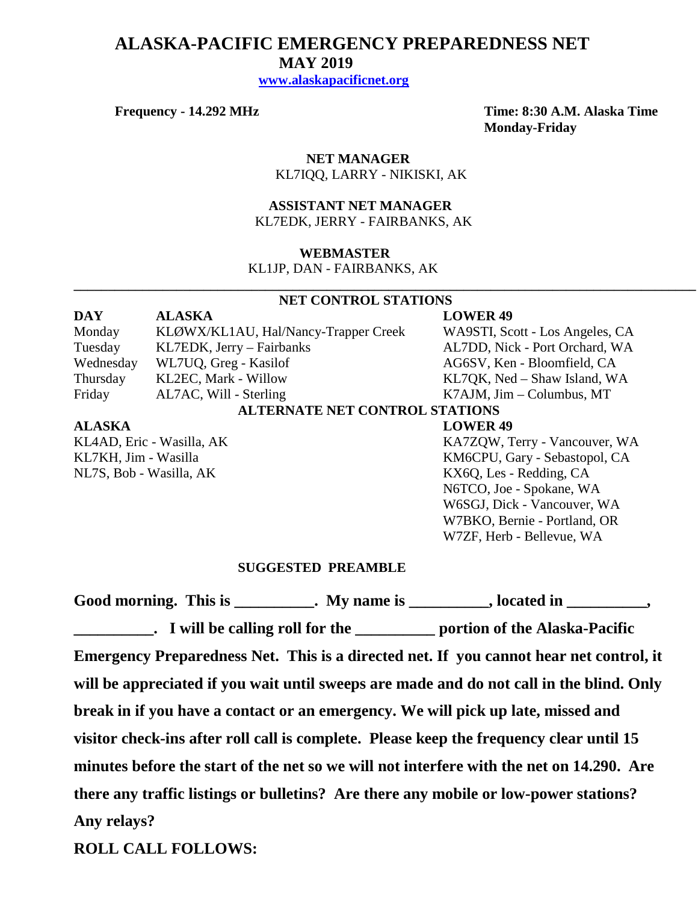# ALASKA-PACIFIC EMERGENCY PREPAREDNESS NET

## MAY 2019

[www.alaskapacificnet.org](http://www.alaskapacificnet.org)

**Frequency - 14.292 MHz**

**Time: 8:30 A.M. Alaska Time**
**Monday-Friday**

**NET MANAGER**
KL7IQQ, LARRY - NIKISKI, AK

**ASSISTANT NET MANAGER**
KL7EDK, JERRY - FAIRBANKS, AK

**WEBMASTER**
KL1JP, DAN - FAIRBANKS, AK

---

### NET CONTROL STATIONS

| DAY | ALASKA | LOWER 49 |
|---|---|---|
| Monday | KLØWX/KL1AU, Hal/Nancy-Trapper Creek | WA9STI, Scott - Los Angeles, CA |
| Tuesday | KL7EDK, Jerry – Fairbanks | AL7DD, Nick - Port Orchard, WA |
| Wednesday | WL7UQ, Greg - Kasilof | AG6SV, Ken - Bloomfield, CA |
| Thursday | KL2EC, Mark - Willow | KL7QK, Ned – Shaw Island, WA |
| Friday | AL7AC, Will - Sterling | K7AJM, Jim – Columbus, MT |

### ALTERNATE NET CONTROL STATIONS

| ALASKA | LOWER 49 |
|---|---|
| KL4AD, Eric - Wasilla, AK | KA7ZQW, Terry - Vancouver, WA |
| KL7KH, Jim - Wasilla | KM6CPU, Gary - Sebastopol, CA |
| NL7S, Bob - Wasilla, AK | KX6Q, Les - Redding, CA |
| | N6TCO, Joe - Spokane, WA |
| | W6SGJ, Dick - Vancouver, WA |
| | W7BKO, Bernie - Portland, OR |
| | W7ZF, Herb - Bellevue, WA |

### SUGGESTED PREAMBLE

**Good morning. This is __________. My name is __________, located in __________, __________. I will be calling roll for the __________ portion of the Alaska-Pacific Emergency Preparedness Net. This is a directed net. If you cannot hear net control, it will be appreciated if you wait until sweeps are made and do not call in the blind. Only break in if you have a contact or an emergency. We will pick up late, missed and visitor check-ins after roll call is complete. Please keep the frequency clear until 15 minutes before the start of the net so we will not interfere with the net on 14.290. Are there any traffic listings or bulletins? Are there any mobile or low-power stations? Any relays?**

**ROLL CALL FOLLOWS:**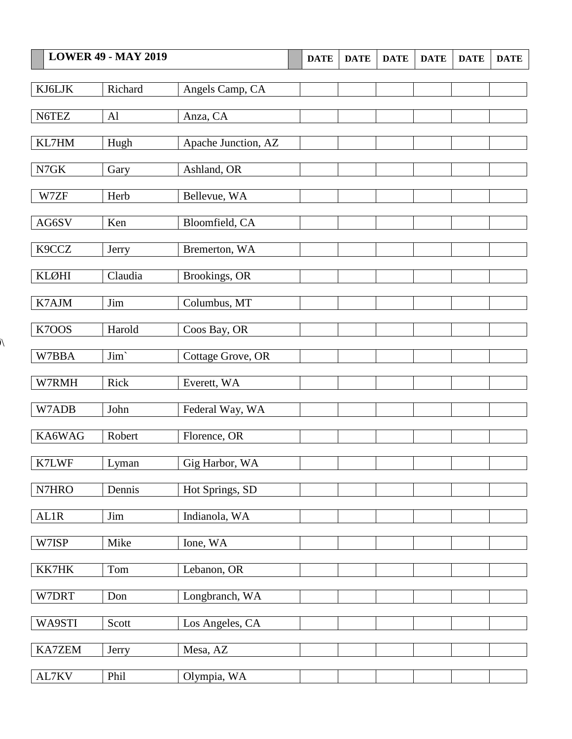| LOWER 49 - MAY 2019 | | | DATE | DATE | DATE | DATE | DATE | DATE |
|---|---|---|---|---|---|---|---|---|
| KJ6LJK | Richard | Angels Camp, CA | | | | | | |
| N6TEZ | Al | Anza, CA | | | | | | |
| KL7HM | Hugh | Apache Junction, AZ | | | | | | |
| N7GK | Gary | Ashland, OR | | | | | | |
| W7ZF | Herb | Bellevue, WA | | | | | | |
| AG6SV | Ken | Bloomfield, CA | | | | | | |
| K9CCZ | Jerry | Bremerton, WA | | | | | | |
| KLØHI | Claudia | Brookings, OR | | | | | | |
| K7AJM | Jim | Columbus, MT | | | | | | |
| K7OOS | Harold | Coos Bay, OR | | | | | | |
| W7BBA | Jim` | Cottage Grove, OR | | | | | | |
| W7RMH | Rick | Everett, WA | | | | | | |
| W7ADB | John | Federal Way, WA | | | | | | |
| KA6WAG | Robert | Florence, OR | | | | | | |
| K7LWF | Lyman | Gig Harbor, WA | | | | | | |
| N7HRO | Dennis | Hot Springs, SD | | | | | | |
| AL1R | Jim | Indianola, WA | | | | | | |
| W7ISP | Mike | Ione, WA | | | | | | |
| KK7HK | Tom | Lebanon, OR | | | | | | |
| W7DRT | Don | Longbranch, WA | | | | | | |
| WA9STI | Scott | Los Angeles, CA | | | | | | |
| KA7ZEM | Jerry | Mesa, AZ | | | | | | |
| AL7KV | Phil | Olympia, WA | | | | | | |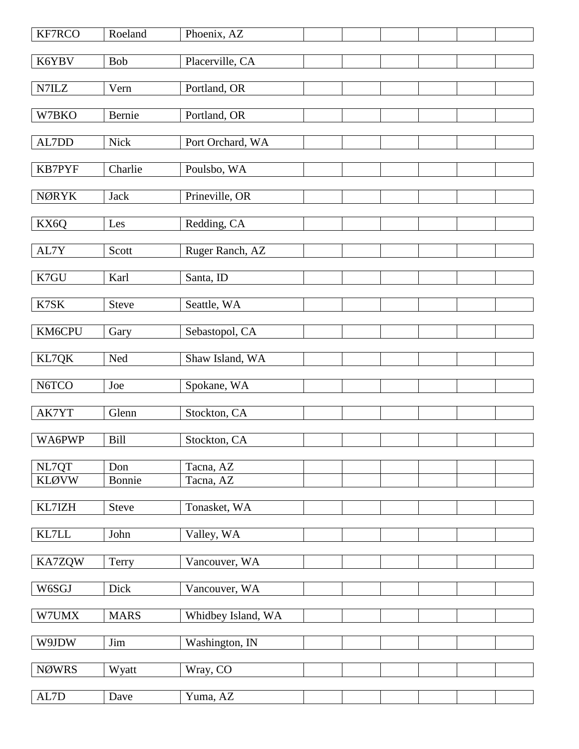| KF7RCO | Roeland | Phoenix, AZ | | | | | |
|---|---|---|---|---|---|---|---|
| K6YBV | Bob | Placerville, CA | | | | | |
| N7ILZ | Vern | Portland, OR | | | | | |
| W7BKO | Bernie | Portland, OR | | | | | |
| AL7DD | Nick | Port Orchard, WA | | | | | |
| KB7PYF | Charlie | Poulsbo, WA | | | | | |
| NØRYK | Jack | Prineville, OR | | | | | |
| KX6Q | Les | Redding, CA | | | | | |
| AL7Y | Scott | Ruger Ranch, AZ | | | | | |
| K7GU | Karl | Santa, ID | | | | | |
| K7SK | Steve | Seattle, WA | | | | | |
| KM6CPU | Gary | Sebastopol, CA | | | | | |
| KL7QK | Ned | Shaw Island, WA | | | | | |
| N6TCO | Joe | Spokane, WA | | | | | |
| AK7YT | Glenn | Stockton, CA | | | | | |
| WA6PWP | Bill | Stockton, CA | | | | | |
| NL7QT | Don | Tacna, AZ | | | | | |
| KLØVW | Bonnie | Tacna, AZ | | | | | |
| KL7IZH | Steve | Tonasket, WA | | | | | |
| KL7LL | John | Valley, WA | | | | | |
| KA7ZQW | Terry | Vancouver, WA | | | | | |
| W6SGJ | Dick | Vancouver, WA | | | | | |
| W7UMX | MARS | Whidbey Island, WA | | | | | |
| W9JDW | Jim | Washington, IN | | | | | |
| NØWRS | Wyatt | Wray, CO | | | | | |
| AL7D | Dave | Yuma, AZ | | | | | |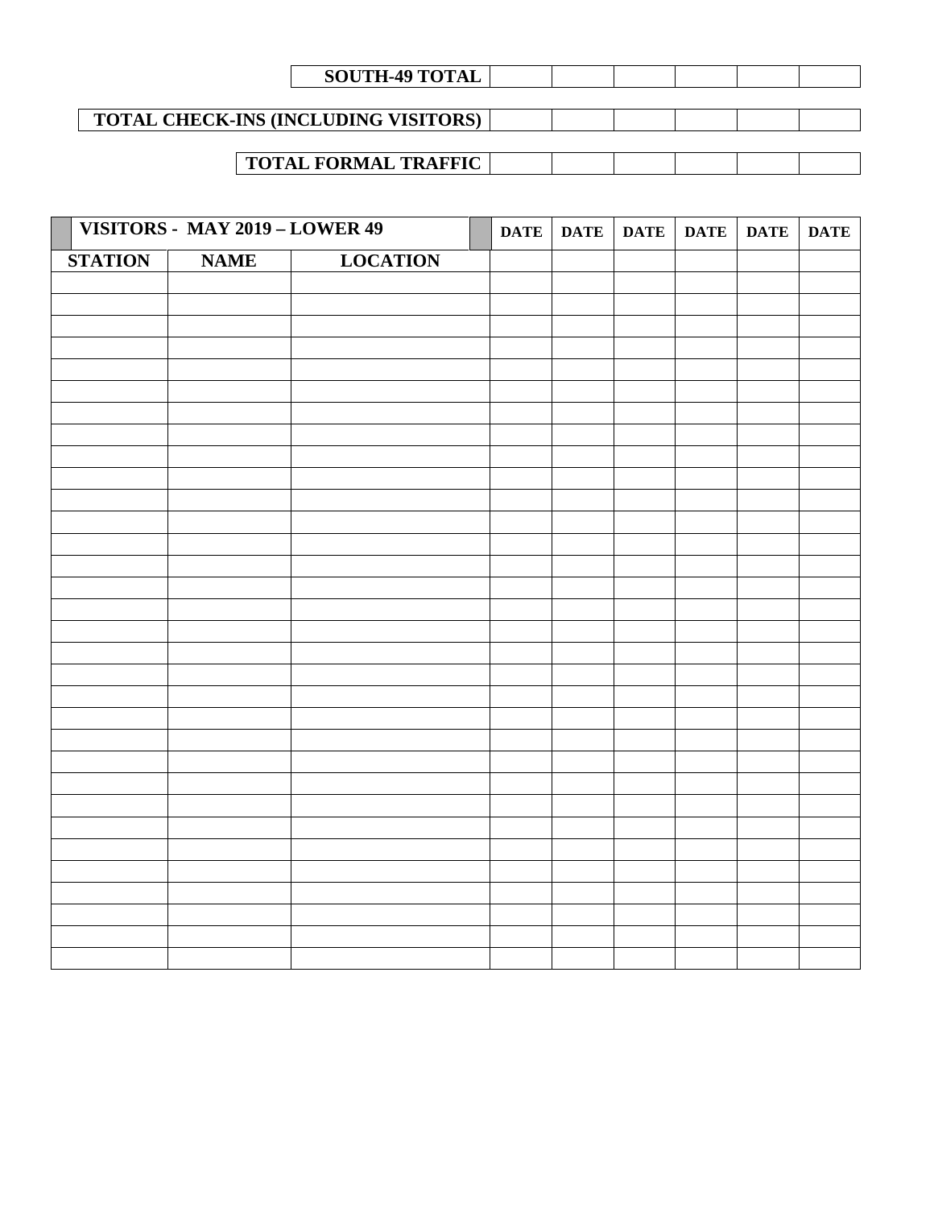| SOUTH-49 TOTAL | | | | | | |
|---|---|---|---|---|---|---|

| TOTAL CHECK-INS (INCLUDING VISITORS) | | | | | | |
|---|---|---|---|---|---|---|

| TOTAL FORMAL TRAFFIC | | | | | | |
|---|---|---|---|---|---|---|

| VISITORS - MAY 2019 – LOWER 49 | | | DATE | DATE | DATE | DATE | DATE | DATE |
|---|---|---|---|---|---|---|---|---|
| STATION | NAME | LOCATION | | | | | | |
| | | | | | | | | |
| | | | | | | | | |
| | | | | | | | | |
| | | | | | | | | |
| | | | | | | | | |
| | | | | | | | | |
| | | | | | | | | |
| | | | | | | | | |
| | | | | | | | | |
| | | | | | | | | |
| | | | | | | | | |
| | | | | | | | | |
| | | | | | | | | |
| | | | | | | | | |
| | | | | | | | | |
| | | | | | | | | |
| | | | | | | | | |
| | | | | | | | | |
| | | | | | | | | |
| | | | | | | | | |
| | | | | | | | | |
| | | | | | | | | |
| | | | | | | | | |
| | | | | | | | | |
| | | | | | | | | |
| | | | | | | | | |
| | | | | | | | | |
| | | | | | | | | |
| | | | | | | | | |
| | | | | | | | | |
| | | | | | | | | |
| | | | | | | | | |
| | | | | | | | | |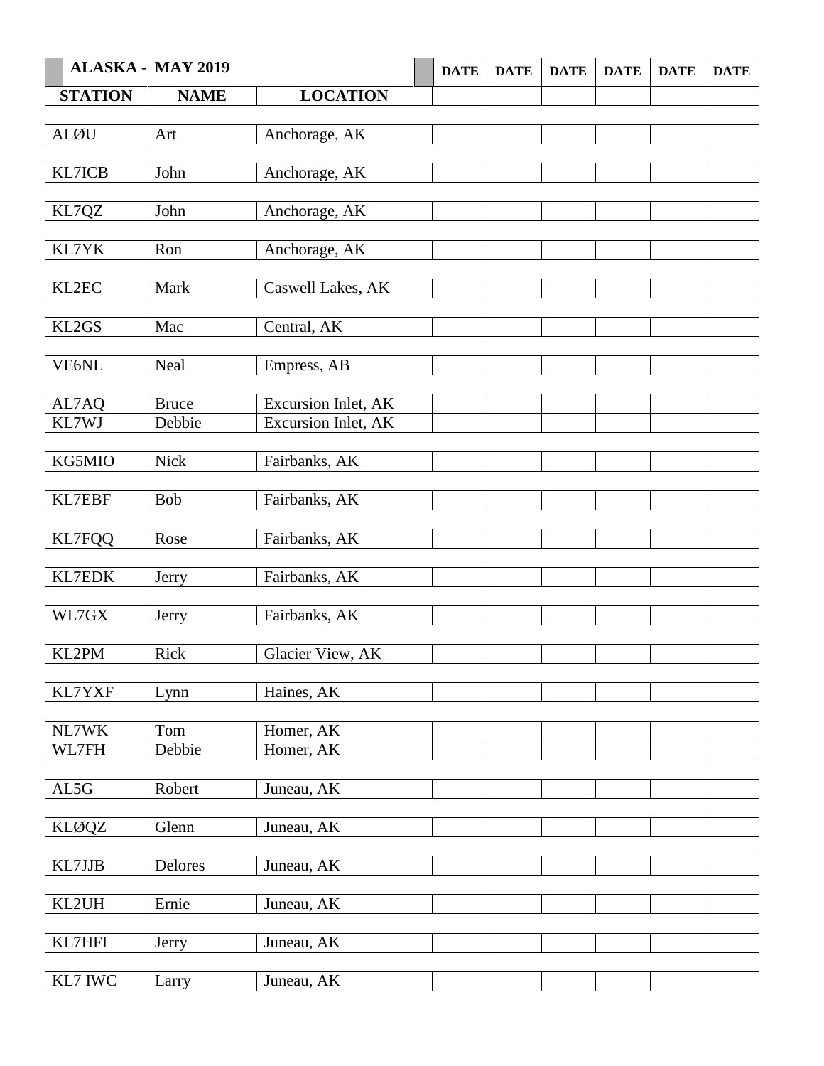| ALASKA - MAY 2019 | | | DATE | DATE | DATE | DATE | DATE | DATE |
|---|---|---|---|---|---|---|---|---|
| STATION | NAME | LOCATION | | | | | | |
| ALØU | Art | Anchorage, AK | | | | | | |
| KL7ICB | John | Anchorage, AK | | | | | | |
| KL7QZ | John | Anchorage, AK | | | | | | |
| KL7YK | Ron | Anchorage, AK | | | | | | |
| KL2EC | Mark | Caswell Lakes, AK | | | | | | |
| KL2GS | Mac | Central, AK | | | | | | |
| VE6NL | Neal | Empress, AB | | | | | | |
| AL7AQ | Bruce | Excursion Inlet, AK | | | | | | |
| KL7WJ | Debbie | Excursion Inlet, AK | | | | | | |
| KG5MIO | Nick | Fairbanks, AK | | | | | | |
| KL7EBF | Bob | Fairbanks, AK | | | | | | |
| KL7FQQ | Rose | Fairbanks, AK | | | | | | |
| KL7EDK | Jerry | Fairbanks, AK | | | | | | |
| WL7GX | Jerry | Fairbanks, AK | | | | | | |
| KL2PM | Rick | Glacier View, AK | | | | | | |
| KL7YXF | Lynn | Haines, AK | | | | | | |
| NL7WK | Tom | Homer, AK | | | | | | |
| WL7FH | Debbie | Homer, AK | | | | | | |
| AL5G | Robert | Juneau, AK | | | | | | |
| KLØQZ | Glenn | Juneau, AK | | | | | | |
| KL7JJB | Delores | Juneau, AK | | | | | | |
| KL2UH | Ernie | Juneau, AK | | | | | | |
| KL7HFI | Jerry | Juneau, AK | | | | | | |
| KL7 IWC | Larry | Juneau, AK | | | | | | |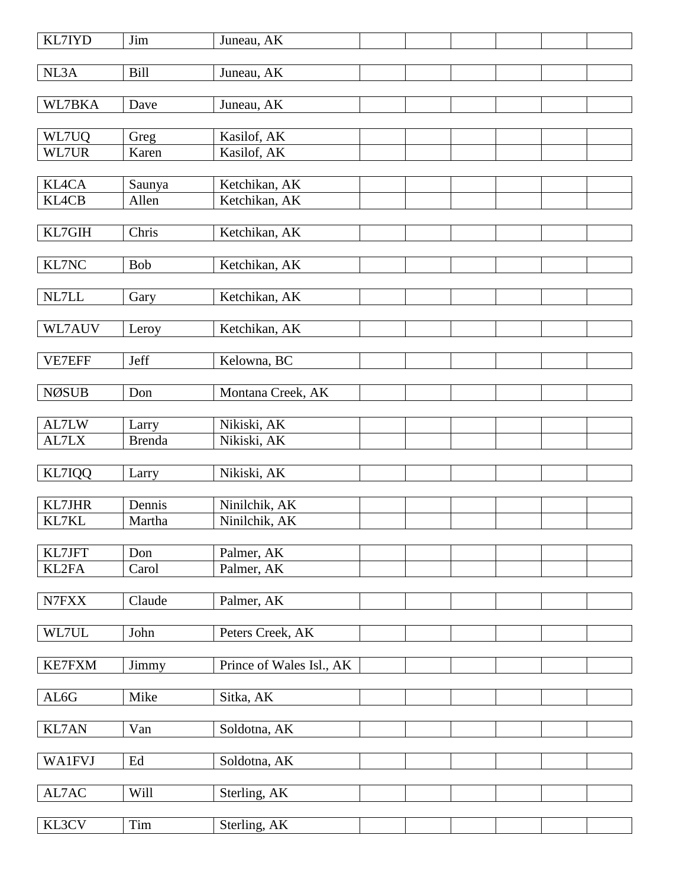| | | | | | | | | |
|---|---|---|---|---|---|---|---|---|
| KL7IYD | Jim | Juneau, AK | | | | | | |
| NL3A | Bill | Juneau, AK | | | | | | |
| WL7BKA | Dave | Juneau, AK | | | | | | |
| WL7UQ | Greg | Kasilof, AK | | | | | | |
| WL7UR | Karen | Kasilof, AK | | | | | | |
| KL4CA | Saunya | Ketchikan, AK | | | | | | |
| KL4CB | Allen | Ketchikan, AK | | | | | | |
| KL7GIH | Chris | Ketchikan, AK | | | | | | |
| KL7NC | Bob | Ketchikan, AK | | | | | | |
| NL7LL | Gary | Ketchikan, AK | | | | | | |
| WL7AUV | Leroy | Ketchikan, AK | | | | | | |
| VE7EFF | Jeff | Kelowna, BC | | | | | | |
| NØSUB | Don | Montana Creek, AK | | | | | | |
| AL7LW | Larry | Nikiski, AK | | | | | | |
| AL7LX | Brenda | Nikiski, AK | | | | | | |
| KL7IQQ | Larry | Nikiski, AK | | | | | | |
| KL7JHR | Dennis | Ninilchik, AK | | | | | | |
| KL7KL | Martha | Ninilchik, AK | | | | | | |
| KL7JFT | Don | Palmer, AK | | | | | | |
| KL2FA | Carol | Palmer, AK | | | | | | |
| N7FXX | Claude | Palmer, AK | | | | | | |
| WL7UL | John | Peters Creek, AK | | | | | | |
| KE7FXM | Jimmy | Prince of Wales Isl., AK | | | | | | |
| AL6G | Mike | Sitka, AK | | | | | | |
| KL7AN | Van | Soldotna, AK | | | | | | |
| WA1FVJ | Ed | Soldotna, AK | | | | | | |
| AL7AC | Will | Sterling, AK | | | | | | |
| KL3CV | Tim | Sterling, AK | | | | | | |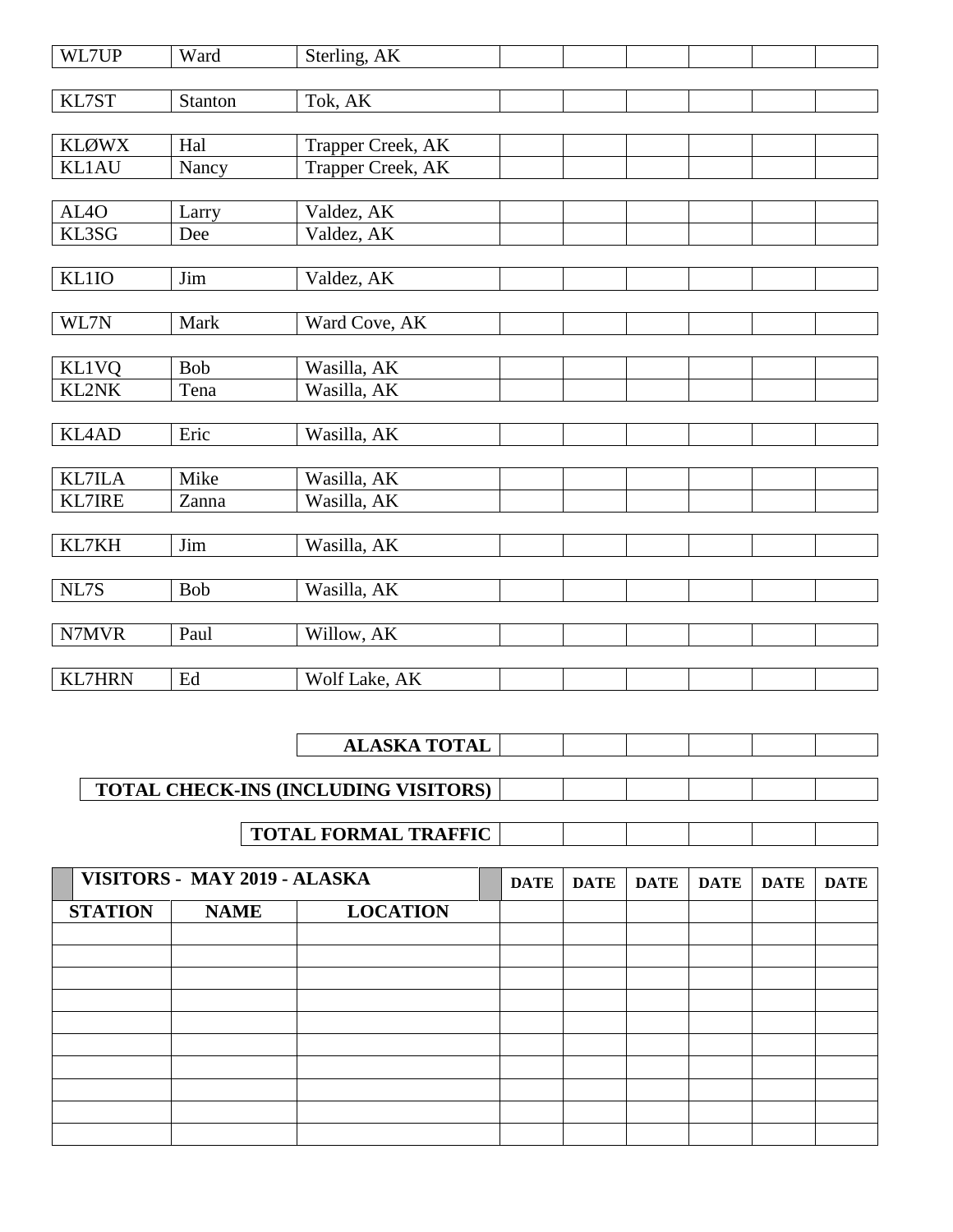| | | | | | | | | |
|---|---|---|---|---|---|---|---|---|
| WL7UP | Ward | Sterling, AK | | | | | | |
| | | | | | | | | |
| KL7ST | Stanton | Tok, AK | | | | | | |
| | | | | | | | | |
| KLØWX | Hal | Trapper Creek, AK | | | | | | |
| KL1AU | Nancy | Trapper Creek, AK | | | | | | |
| | | | | | | | | |
| AL4O | Larry | Valdez, AK | | | | | | |
| KL3SG | Dee | Valdez, AK | | | | | | |
| | | | | | | | | |
| KL1IO | Jim | Valdez, AK | | | | | | |
| | | | | | | | | |
| WL7N | Mark | Ward Cove, AK | | | | | | |
| | | | | | | | | |
| KL1VQ | Bob | Wasilla, AK | | | | | | |
| KL2NK | Tena | Wasilla, AK | | | | | | |
| | | | | | | | | |
| KL4AD | Eric | Wasilla, AK | | | | | | |
| | | | | | | | | |
| KL7ILA | Mike | Wasilla, AK | | | | | | |
| KL7IRE | Zanna | Wasilla, AK | | | | | | |
| | | | | | | | | |
| KL7KH | Jim | Wasilla, AK | | | | | | |
| | | | | | | | | |
| NL7S | Bob | Wasilla, AK | | | | | | |
| | | | | | | | | |
| N7MVR | Paul | Willow, AK | | | | | | |
| | | | | | | | | |
| KL7HRN | Ed | Wolf Lake, AK | | | | | | |

| | | | | | | |
|---|---|---|---|---|---|---|
| **ALASKA TOTAL** | | | | | | |
| **TOTAL CHECK-INS (INCLUDING VISITORS)** | | | | | | |
| **TOTAL FORMAL TRAFFIC** | | | | | | |

| **VISITORS - MAY 2019 - ALASKA** | | | **DATE** | **DATE** | **DATE** | **DATE** | **DATE** | **DATE** |
|---|---|---|---|---|---|---|---|---|
| **STATION** | **NAME** | **LOCATION** | | | | | | |
| | | | | | | | | |
| | | | | | | | | |
| | | | | | | | | |
| | | | | | | | | |
| | | | | | | | | |
| | | | | | | | | |
| | | | | | | | | |
| | | | | | | | | |
| | | | | | | | | |
| | | | | | | | | |